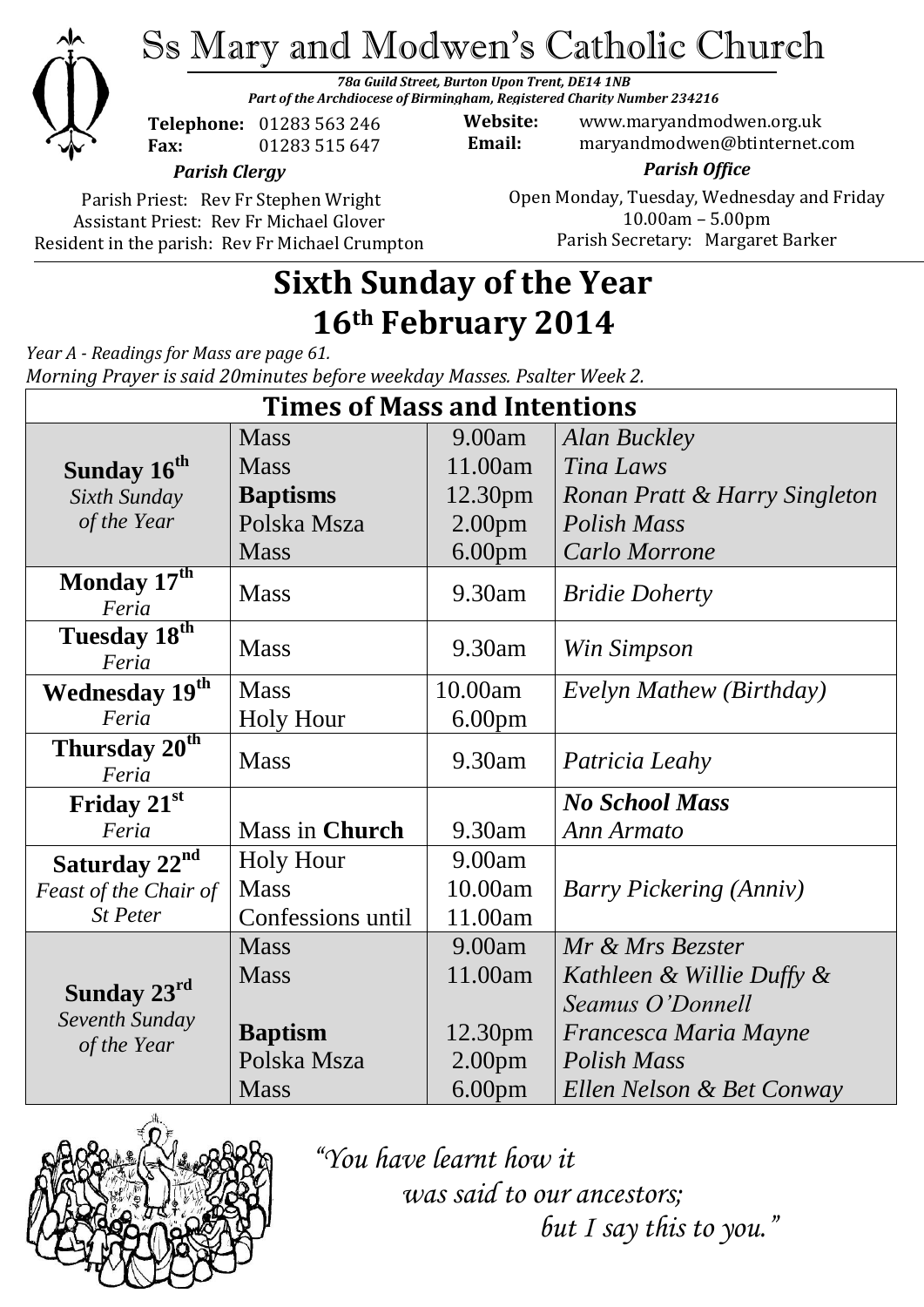# Ss Mary and Modwen's Catholic Church

***78a Guild Street, Burton Upon Trent, DE14 1NB***
***Part of the Archdiocese of Birmingham, Registered Charity Number 234216***

**Telephone:** 01283 563 246
**Fax:** 01283 515 647

**Website:** www.maryandmodwen.org.uk
**Email:** maryandmodwen@btinternet.com

***Parish Clergy***

Parish Priest: Rev Fr Stephen Wright
Assistant Priest: Rev Fr Michael Glover
Resident in the parish: Rev Fr Michael Crumpton

***Parish Office***

Open Monday, Tuesday, Wednesday and Friday
10.00am – 5.00pm
Parish Secretary: Margaret Barker

# Sixth Sunday of the Year
# 16th February 2014

*Year A - Readings for Mass are page 61.*
*Morning Prayer is said 20minutes before weekday Masses. Psalter Week 2.*

| Times of Mass and Intentions | | | |
|---|---|---|---|
| **Sunday 16th** *Sixth Sunday of the Year* | Mass | 9.00am | *Alan Buckley* |
| | Mass | 11.00am | *Tina Laws* |
| | **Baptisms** | 12.30pm | *Ronan Pratt & Harry Singleton* |
| | Polska Msza | 2.00pm | *Polish Mass* |
| | Mass | 6.00pm | *Carlo Morrone* |
| **Monday 17th** *Feria* | Mass | 9.30am | *Bridie Doherty* |
| **Tuesday 18th** *Feria* | Mass | 9.30am | *Win Simpson* |
| **Wednesday 19th** *Feria* | Mass | 10.00am | *Evelyn Mathew (Birthday)* |
| | Holy Hour | 6.00pm | |
| **Thursday 20th** *Feria* | Mass | 9.30am | *Patricia Leahy* |
| **Friday 21st** *Feria* | | | ***No School Mass*** |
| | Mass in **Church** | 9.30am | *Ann Armato* |
| **Saturday 22nd** *Feast of the Chair of St Peter* | Holy Hour | 9.00am | |
| | Mass | 10.00am | *Barry Pickering (Anniv)* |
| | Confessions until | 11.00am | |
| **Sunday 23rd** *Seventh Sunday of the Year* | Mass | 9.00am | *Mr & Mrs Bezster* |
| | Mass | 11.00am | *Kathleen & Willie Duffy & Seamus O'Donnell* |
| | **Baptism** | 12.30pm | *Francesca Maria Mayne* |
| | Polska Msza | 2.00pm | *Polish Mass* |
| | Mass | 6.00pm | *Ellen Nelson & Bet Conway* |

*"You have learnt how it was said to our ancestors; but I say this to you."*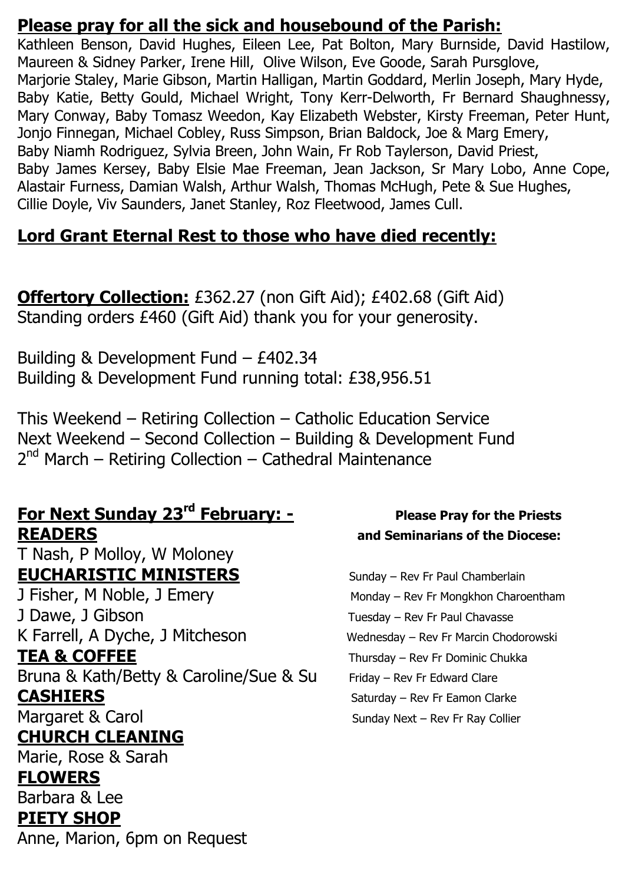## Please pray for all the sick and housebound of the Parish:

Kathleen Benson, David Hughes, Eileen Lee, Pat Bolton, Mary Burnside, David Hastilow, Maureen & Sidney Parker, Irene Hill, Olive Wilson, Eve Goode, Sarah Pursglove, Marjorie Staley, Marie Gibson, Martin Halligan, Martin Goddard, Merlin Joseph, Mary Hyde, Baby Katie, Betty Gould, Michael Wright, Tony Kerr-Delworth, Fr Bernard Shaughnessy, Mary Conway, Baby Tomasz Weedon, Kay Elizabeth Webster, Kirsty Freeman, Peter Hunt, Jonjo Finnegan, Michael Cobley, Russ Simpson, Brian Baldock, Joe & Marg Emery, Baby Niamh Rodriguez, Sylvia Breen, John Wain, Fr Rob Taylerson, David Priest, Baby James Kersey, Baby Elsie Mae Freeman, Jean Jackson, Sr Mary Lobo, Anne Cope, Alastair Furness, Damian Walsh, Arthur Walsh, Thomas McHugh, Pete & Sue Hughes, Cillie Doyle, Viv Saunders, Janet Stanley, Roz Fleetwood, James Cull.

## Lord Grant Eternal Rest to those who have died recently:

**Offertory Collection:** £362.27 (non Gift Aid); £402.68 (Gift Aid)
Standing orders £460 (Gift Aid) thank you for your generosity.

Building & Development Fund – £402.34
Building & Development Fund running total: £38,956.51

This Weekend – Retiring Collection – Catholic Education Service
Next Weekend – Second Collection – Building & Development Fund
2nd March – Retiring Collection – Cathedral Maintenance

## For Next Sunday 23rd February: -

**READERS**
T Nash, P Molloy, W Moloney

**EUCHARISTIC MINISTERS**
J Fisher, M Noble, J Emery
J Dawe, J Gibson
K Farrell, A Dyche, J Mitcheson

**TEA & COFFEE**
Bruna & Kath/Betty & Caroline/Sue & Su

**CASHIERS**
Margaret & Carol

**CHURCH CLEANING**
Marie, Rose & Sarah

**FLOWERS**
Barbara & Lee

**PIETY SHOP**
Anne, Marion, 6pm on Request

**Please Pray for the Priests and Seminarians of the Diocese:**

Sunday – Rev Fr Paul Chamberlain
Monday – Rev Fr Mongkhon Charoentham
Tuesday – Rev Fr Paul Chavasse
Wednesday – Rev Fr Marcin Chodorowski
Thursday – Rev Fr Dominic Chukka
Friday – Rev Fr Edward Clare
Saturday – Rev Fr Eamon Clarke
Sunday Next – Rev Fr Ray Collier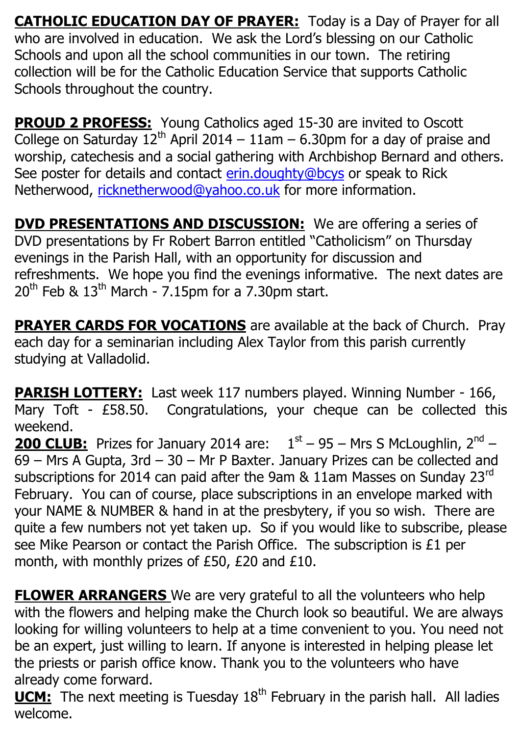**CATHOLIC EDUCATION DAY OF PRAYER:** Today is a Day of Prayer for all who are involved in education. We ask the Lord's blessing on our Catholic Schools and upon all the school communities in our town. The retiring collection will be for the Catholic Education Service that supports Catholic Schools throughout the country.

**PROUD 2 PROFESS:** Young Catholics aged 15-30 are invited to Oscott College on Saturday 12th April 2014 – 11am – 6.30pm for a day of praise and worship, catechesis and a social gathering with Archbishop Bernard and others. See poster for details and contact erin.doughty@bcys or speak to Rick Netherwood, ricknetherwood@yahoo.co.uk for more information.

**DVD PRESENTATIONS AND DISCUSSION:** We are offering a series of DVD presentations by Fr Robert Barron entitled "Catholicism" on Thursday evenings in the Parish Hall, with an opportunity for discussion and refreshments. We hope you find the evenings informative. The next dates are 20th Feb & 13th March - 7.15pm for a 7.30pm start.

**PRAYER CARDS FOR VOCATIONS** are available at the back of Church. Pray each day for a seminarian including Alex Taylor from this parish currently studying at Valladolid.

**PARISH LOTTERY:** Last week 117 numbers played. Winning Number - 166, Mary Toft - £58.50. Congratulations, your cheque can be collected this weekend.

**200 CLUB:** Prizes for January 2014 are: 1st – 95 – Mrs S McLoughlin, 2nd – 69 – Mrs A Gupta, 3rd – 30 – Mr P Baxter. January Prizes can be collected and subscriptions for 2014 can paid after the 9am & 11am Masses on Sunday 23rd February. You can of course, place subscriptions in an envelope marked with your NAME & NUMBER & hand in at the presbytery, if you so wish. There are quite a few numbers not yet taken up. So if you would like to subscribe, please see Mike Pearson or contact the Parish Office. The subscription is £1 per month, with monthly prizes of £50, £20 and £10.

**FLOWER ARRANGERS** We are very grateful to all the volunteers who help with the flowers and helping make the Church look so beautiful. We are always looking for willing volunteers to help at a time convenient to you. You need not be an expert, just willing to learn. If anyone is interested in helping please let the priests or parish office know. Thank you to the volunteers who have already come forward.

**UCM:** The next meeting is Tuesday 18th February in the parish hall. All ladies welcome.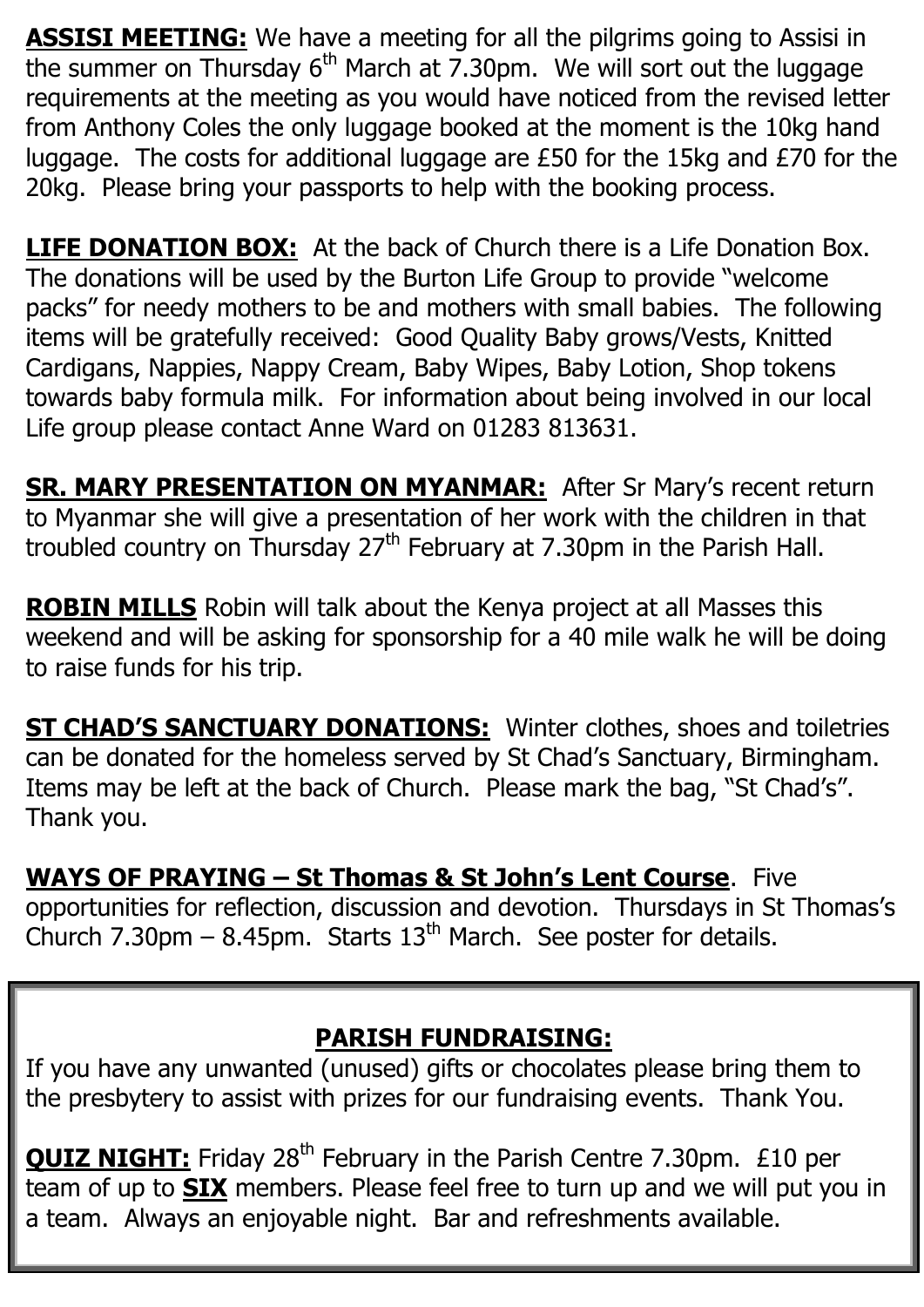**ASSISI MEETING:** We have a meeting for all the pilgrims going to Assisi in the summer on Thursday 6th March at 7.30pm. We will sort out the luggage requirements at the meeting as you would have noticed from the revised letter from Anthony Coles the only luggage booked at the moment is the 10kg hand luggage. The costs for additional luggage are £50 for the 15kg and £70 for the 20kg. Please bring your passports to help with the booking process.

**LIFE DONATION BOX:** At the back of Church there is a Life Donation Box. The donations will be used by the Burton Life Group to provide "welcome packs" for needy mothers to be and mothers with small babies. The following items will be gratefully received: Good Quality Baby grows/Vests, Knitted Cardigans, Nappies, Nappy Cream, Baby Wipes, Baby Lotion, Shop tokens towards baby formula milk. For information about being involved in our local Life group please contact Anne Ward on 01283 813631.

**SR. MARY PRESENTATION ON MYANMAR:** After Sr Mary's recent return to Myanmar she will give a presentation of her work with the children in that troubled country on Thursday 27th February at 7.30pm in the Parish Hall.

**ROBIN MILLS** Robin will talk about the Kenya project at all Masses this weekend and will be asking for sponsorship for a 40 mile walk he will be doing to raise funds for his trip.

**ST CHAD'S SANCTUARY DONATIONS:** Winter clothes, shoes and toiletries can be donated for the homeless served by St Chad's Sanctuary, Birmingham. Items may be left at the back of Church. Please mark the bag, "St Chad's". Thank you.

**WAYS OF PRAYING – St Thomas & St John's Lent Course**. Five opportunities for reflection, discussion and devotion. Thursdays in St Thomas's Church 7.30pm – 8.45pm. Starts 13th March. See poster for details.

**PARISH FUNDRAISING:**

If you have any unwanted (unused) gifts or chocolates please bring them to the presbytery to assist with prizes for our fundraising events. Thank You.

**QUIZ NIGHT:** Friday 28th February in the Parish Centre 7.30pm. £10 per team of up to **SIX** members. Please feel free to turn up and we will put you in a team. Always an enjoyable night. Bar and refreshments available.